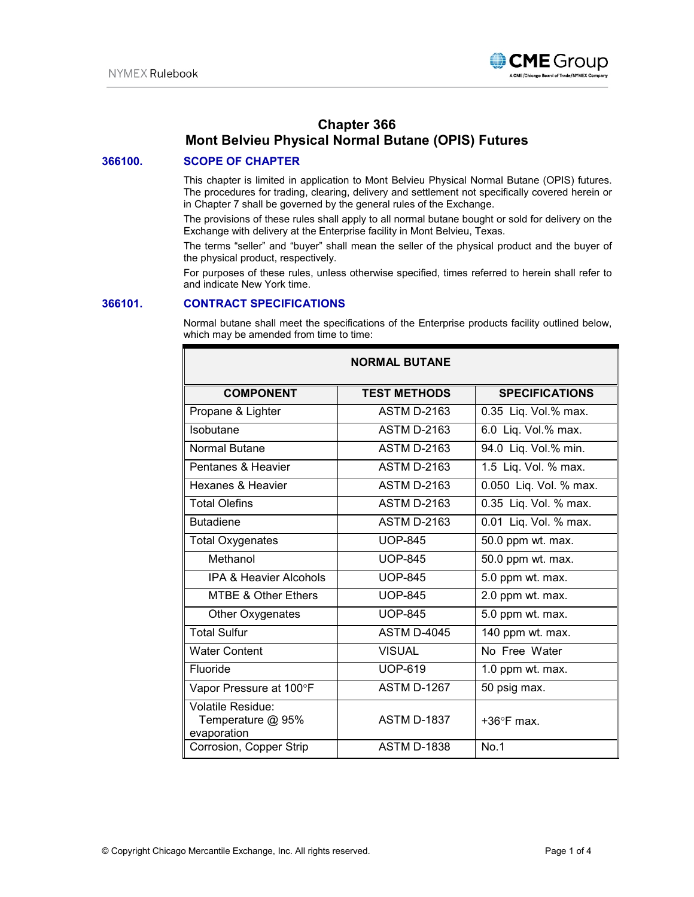# Chapter 366
# Mont Belvieu Physical Normal Butane (OPIS) Futures

## 366100. SCOPE OF CHAPTER

This chapter is limited in application to Mont Belvieu Physical Normal Butane (OPIS) futures. The procedures for trading, clearing, delivery and settlement not specifically covered herein or in Chapter 7 shall be governed by the general rules of the Exchange.

The provisions of these rules shall apply to all normal butane bought or sold for delivery on the Exchange with delivery at the Enterprise facility in Mont Belvieu, Texas.

The terms "seller" and "buyer" shall mean the seller of the physical product and the buyer of the physical product, respectively.

For purposes of these rules, unless otherwise specified, times referred to herein shall refer to and indicate New York time.

## 366101. CONTRACT SPECIFICATIONS

Normal butane shall meet the specifications of the Enterprise products facility outlined below, which may be amended from time to time:

| NORMAL BUTANE | | |
|---|---|---|
| **COMPONENT** | **TEST METHODS** | **SPECIFICATIONS** |
| Propane & Lighter | ASTM D-2163 | 0.35 Liq. Vol.% max. |
| Isobutane | ASTM D-2163 | 6.0 Liq. Vol.% max. |
| Normal Butane | ASTM D-2163 | 94.0 Liq. Vol.% min. |
| Pentanes & Heavier | ASTM D-2163 | 1.5 Liq. Vol. % max. |
| Hexanes & Heavier | ASTM D-2163 | 0.050 Liq. Vol. % max. |
| Total Olefins | ASTM D-2163 | 0.35 Liq. Vol. % max. |
| Butadiene | ASTM D-2163 | 0.01 Liq. Vol. % max. |
| Total Oxygenates | UOP-845 | 50.0 ppm wt. max. |
| Methanol | UOP-845 | 50.0 ppm wt. max. |
| IPA & Heavier Alcohols | UOP-845 | 5.0 ppm wt. max. |
| MTBE & Other Ethers | UOP-845 | 2.0 ppm wt. max. |
| Other Oxygenates | UOP-845 | 5.0 ppm wt. max. |
| Total Sulfur | ASTM D-4045 | 140 ppm wt. max. |
| Water Content | VISUAL | No Free Water |
| Fluoride | UOP-619 | 1.0 ppm wt. max. |
| Vapor Pressure at 100°F | ASTM D-1267 | 50 psig max. |
| Volatile Residue: Temperature @ 95% evaporation | ASTM D-1837 | +36°F max. |
| Corrosion, Copper Strip | ASTM D-1838 | No.1 |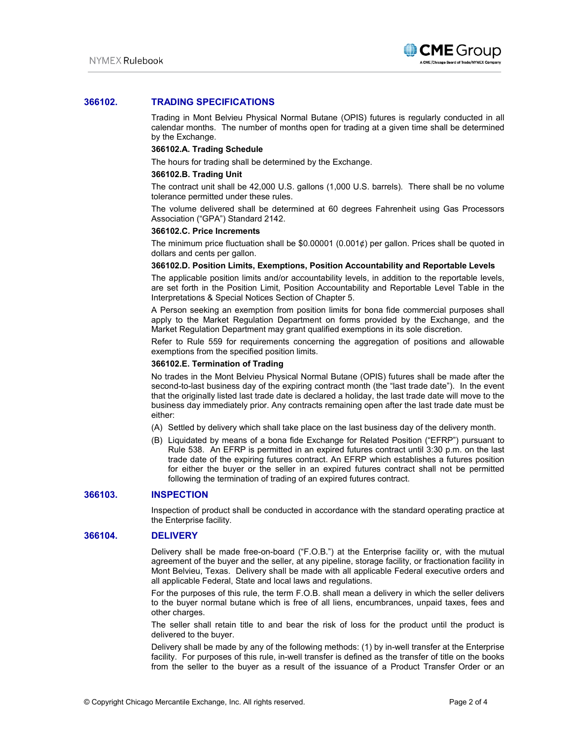## 366102. TRADING SPECIFICATIONS

Trading in Mont Belvieu Physical Normal Butane (OPIS) futures is regularly conducted in all calendar months. The number of months open for trading at a given time shall be determined by the Exchange.

**366102.A. Trading Schedule**

The hours for trading shall be determined by the Exchange.

**366102.B. Trading Unit**

The contract unit shall be 42,000 U.S. gallons (1,000 U.S. barrels). There shall be no volume tolerance permitted under these rules.

The volume delivered shall be determined at 60 degrees Fahrenheit using Gas Processors Association ("GPA") Standard 2142.

**366102.C. Price Increments**

The minimum price fluctuation shall be $0.00001 (0.001¢) per gallon. Prices shall be quoted in dollars and cents per gallon.

**366102.D. Position Limits, Exemptions, Position Accountability and Reportable Levels**

The applicable position limits and/or accountability levels, in addition to the reportable levels, are set forth in the Position Limit, Position Accountability and Reportable Level Table in the Interpretations & Special Notices Section of Chapter 5.

A Person seeking an exemption from position limits for bona fide commercial purposes shall apply to the Market Regulation Department on forms provided by the Exchange, and the Market Regulation Department may grant qualified exemptions in its sole discretion.

Refer to Rule 559 for requirements concerning the aggregation of positions and allowable exemptions from the specified position limits.

**366102.E. Termination of Trading**

No trades in the Mont Belvieu Physical Normal Butane (OPIS) futures shall be made after the second-to-last business day of the expiring contract month (the "last trade date"). In the event that the originally listed last trade date is declared a holiday, the last trade date will move to the business day immediately prior. Any contracts remaining open after the last trade date must be either:

(A) Settled by delivery which shall take place on the last business day of the delivery month.

(B) Liquidated by means of a bona fide Exchange for Related Position ("EFRP") pursuant to Rule 538. An EFRP is permitted in an expired futures contract until 3:30 p.m. on the last trade date of the expiring futures contract. An EFRP which establishes a futures position for either the buyer or the seller in an expired futures contract shall not be permitted following the termination of trading of an expired futures contract.

## 366103. INSPECTION

Inspection of product shall be conducted in accordance with the standard operating practice at the Enterprise facility.

## 366104. DELIVERY

Delivery shall be made free-on-board ("F.O.B.") at the Enterprise facility or, with the mutual agreement of the buyer and the seller, at any pipeline, storage facility, or fractionation facility in Mont Belvieu, Texas. Delivery shall be made with all applicable Federal executive orders and all applicable Federal, State and local laws and regulations.

For the purposes of this rule, the term F.O.B. shall mean a delivery in which the seller delivers to the buyer normal butane which is free of all liens, encumbrances, unpaid taxes, fees and other charges.

The seller shall retain title to and bear the risk of loss for the product until the product is delivered to the buyer.

Delivery shall be made by any of the following methods: (1) by in-well transfer at the Enterprise facility. For purposes of this rule, in-well transfer is defined as the transfer of title on the books from the seller to the buyer as a result of the issuance of a Product Transfer Order or an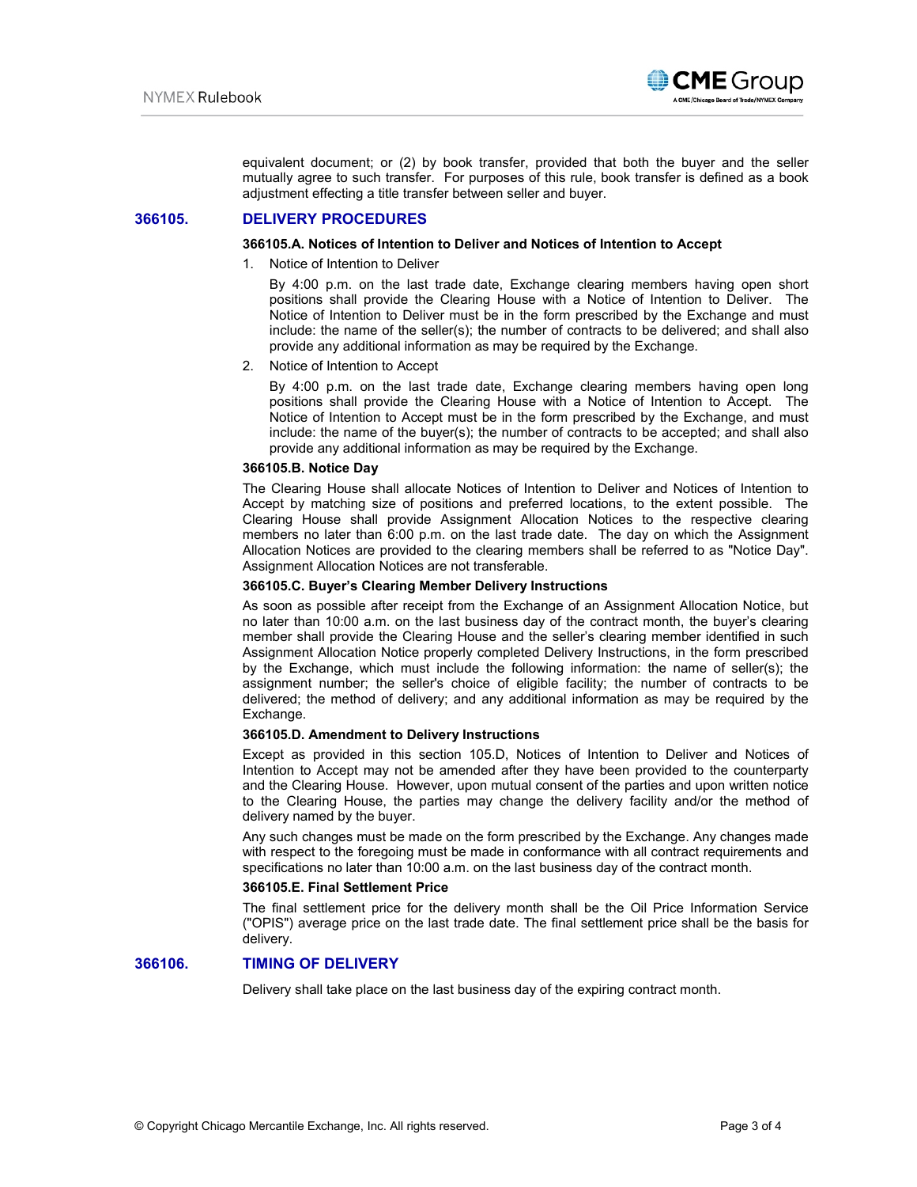equivalent document; or (2) by book transfer, provided that both the buyer and the seller mutually agree to such transfer. For purposes of this rule, book transfer is defined as a book adjustment effecting a title transfer between seller and buyer.

## 366105. DELIVERY PROCEDURES

### 366105.A. Notices of Intention to Deliver and Notices of Intention to Accept

1. Notice of Intention to Deliver

   By 4:00 p.m. on the last trade date, Exchange clearing members having open short positions shall provide the Clearing House with a Notice of Intention to Deliver. The Notice of Intention to Deliver must be in the form prescribed by the Exchange and must include: the name of the seller(s); the number of contracts to be delivered; and shall also provide any additional information as may be required by the Exchange.

2. Notice of Intention to Accept

   By 4:00 p.m. on the last trade date, Exchange clearing members having open long positions shall provide the Clearing House with a Notice of Intention to Accept. The Notice of Intention to Accept must be in the form prescribed by the Exchange, and must include: the name of the buyer(s); the number of contracts to be accepted; and shall also provide any additional information as may be required by the Exchange.

### 366105.B. Notice Day

The Clearing House shall allocate Notices of Intention to Deliver and Notices of Intention to Accept by matching size of positions and preferred locations, to the extent possible. The Clearing House shall provide Assignment Allocation Notices to the respective clearing members no later than 6:00 p.m. on the last trade date. The day on which the Assignment Allocation Notices are provided to the clearing members shall be referred to as "Notice Day". Assignment Allocation Notices are not transferable.

### 366105.C. Buyer's Clearing Member Delivery Instructions

As soon as possible after receipt from the Exchange of an Assignment Allocation Notice, but no later than 10:00 a.m. on the last business day of the contract month, the buyer's clearing member shall provide the Clearing House and the seller's clearing member identified in such Assignment Allocation Notice properly completed Delivery Instructions, in the form prescribed by the Exchange, which must include the following information: the name of seller(s); the assignment number; the seller's choice of eligible facility; the number of contracts to be delivered; the method of delivery; and any additional information as may be required by the Exchange.

### 366105.D. Amendment to Delivery Instructions

Except as provided in this section 105.D, Notices of Intention to Deliver and Notices of Intention to Accept may not be amended after they have been provided to the counterparty and the Clearing House. However, upon mutual consent of the parties and upon written notice to the Clearing House, the parties may change the delivery facility and/or the method of delivery named by the buyer.

Any such changes must be made on the form prescribed by the Exchange. Any changes made with respect to the foregoing must be made in conformance with all contract requirements and specifications no later than 10:00 a.m. on the last business day of the contract month.

### 366105.E. Final Settlement Price

The final settlement price for the delivery month shall be the Oil Price Information Service ("OPIS") average price on the last trade date. The final settlement price shall be the basis for delivery.

## 366106. TIMING OF DELIVERY

Delivery shall take place on the last business day of the expiring contract month.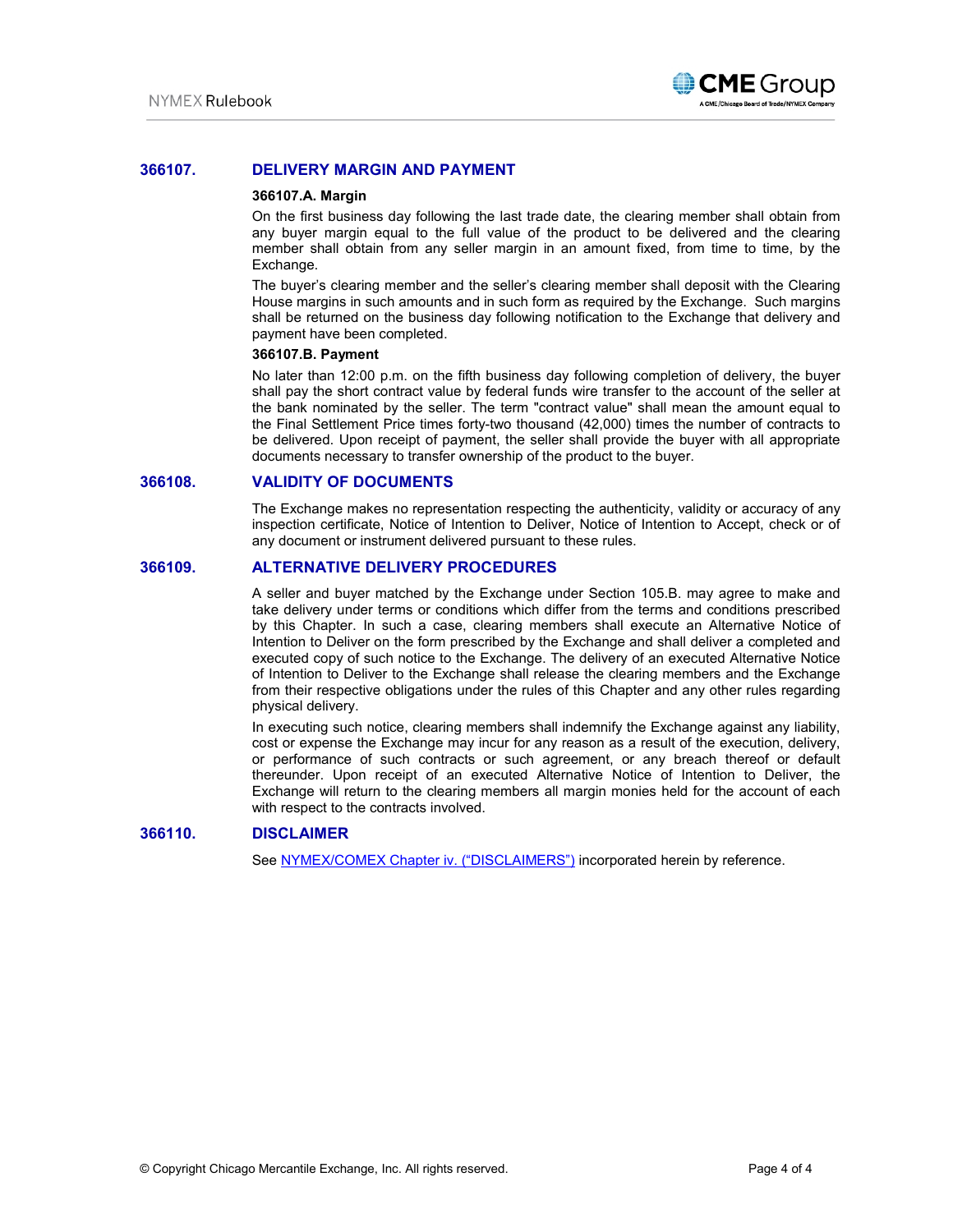## 366107. DELIVERY MARGIN AND PAYMENT

**366107.A. Margin**

On the first business day following the last trade date, the clearing member shall obtain from any buyer margin equal to the full value of the product to be delivered and the clearing member shall obtain from any seller margin in an amount fixed, from time to time, by the Exchange.

The buyer's clearing member and the seller's clearing member shall deposit with the Clearing House margins in such amounts and in such form as required by the Exchange. Such margins shall be returned on the business day following notification to the Exchange that delivery and payment have been completed.

**366107.B. Payment**

No later than 12:00 p.m. on the fifth business day following completion of delivery, the buyer shall pay the short contract value by federal funds wire transfer to the account of the seller at the bank nominated by the seller. The term "contract value" shall mean the amount equal to the Final Settlement Price times forty-two thousand (42,000) times the number of contracts to be delivered. Upon receipt of payment, the seller shall provide the buyer with all appropriate documents necessary to transfer ownership of the product to the buyer.

## 366108. VALIDITY OF DOCUMENTS

The Exchange makes no representation respecting the authenticity, validity or accuracy of any inspection certificate, Notice of Intention to Deliver, Notice of Intention to Accept, check or of any document or instrument delivered pursuant to these rules.

## 366109. ALTERNATIVE DELIVERY PROCEDURES

A seller and buyer matched by the Exchange under Section 105.B. may agree to make and take delivery under terms or conditions which differ from the terms and conditions prescribed by this Chapter. In such a case, clearing members shall execute an Alternative Notice of Intention to Deliver on the form prescribed by the Exchange and shall deliver a completed and executed copy of such notice to the Exchange. The delivery of an executed Alternative Notice of Intention to Deliver to the Exchange shall release the clearing members and the Exchange from their respective obligations under the rules of this Chapter and any other rules regarding physical delivery.

In executing such notice, clearing members shall indemnify the Exchange against any liability, cost or expense the Exchange may incur for any reason as a result of the execution, delivery, or performance of such contracts or such agreement, or any breach thereof or default thereunder. Upon receipt of an executed Alternative Notice of Intention to Deliver, the Exchange will return to the clearing members all margin monies held for the account of each with respect to the contracts involved.

## 366110. DISCLAIMER

See NYMEX/COMEX Chapter iv. ("DISCLAIMERS") incorporated herein by reference.